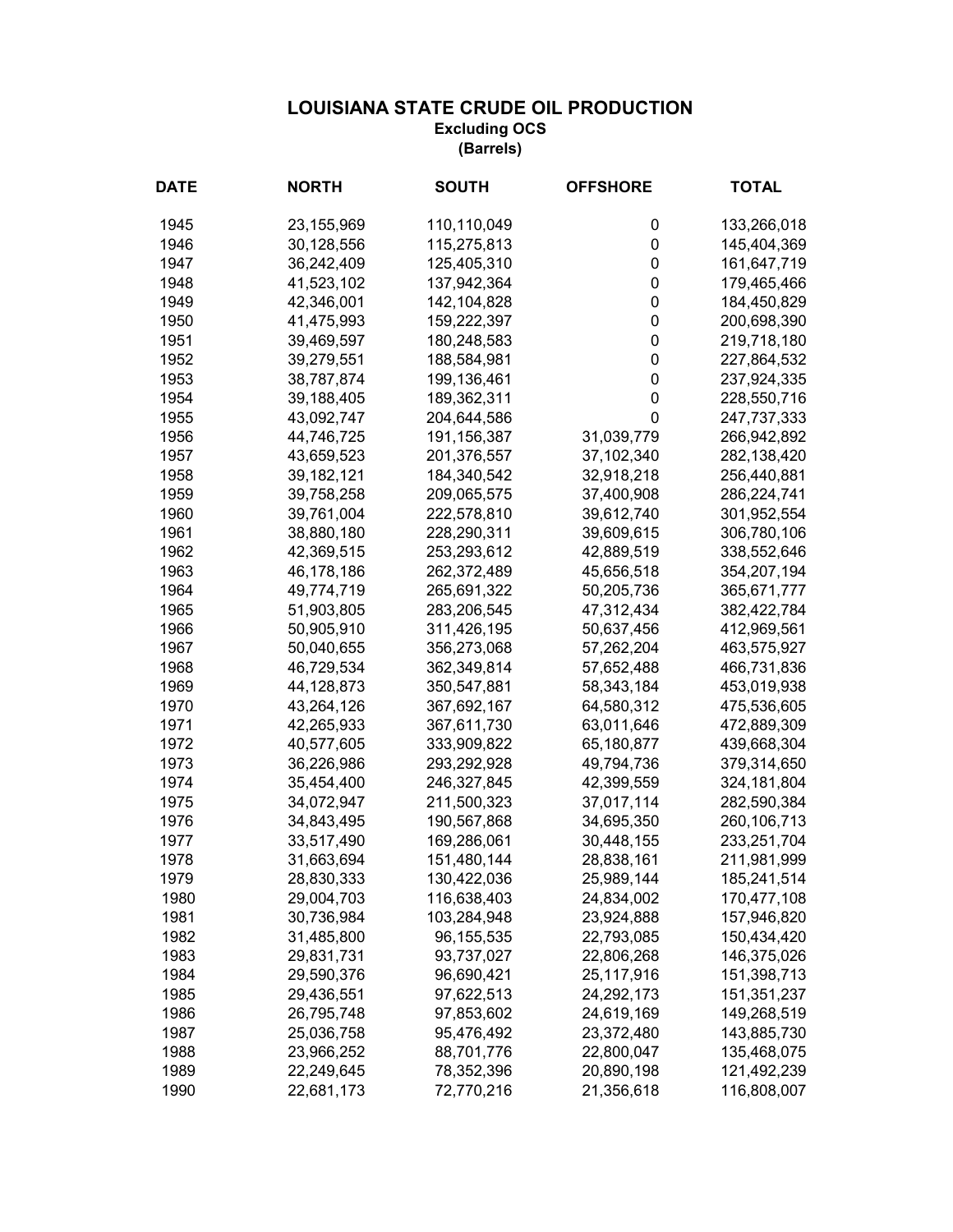# LOUISIANA STATE CRUDE OIL PRODUCTION

**Excluding OCS**

**(Barrels)**

| DATE | NORTH | SOUTH | OFFSHORE | TOTAL |
|---|---|---|---|---|
| 1945 | 23,155,969 | 110,110,049 | 0 | 133,266,018 |
| 1946 | 30,128,556 | 115,275,813 | 0 | 145,404,369 |
| 1947 | 36,242,409 | 125,405,310 | 0 | 161,647,719 |
| 1948 | 41,523,102 | 137,942,364 | 0 | 179,465,466 |
| 1949 | 42,346,001 | 142,104,828 | 0 | 184,450,829 |
| 1950 | 41,475,993 | 159,222,397 | 0 | 200,698,390 |
| 1951 | 39,469,597 | 180,248,583 | 0 | 219,718,180 |
| 1952 | 39,279,551 | 188,584,981 | 0 | 227,864,532 |
| 1953 | 38,787,874 | 199,136,461 | 0 | 237,924,335 |
| 1954 | 39,188,405 | 189,362,311 | 0 | 228,550,716 |
| 1955 | 43,092,747 | 204,644,586 | 0 | 247,737,333 |
| 1956 | 44,746,725 | 191,156,387 | 31,039,779 | 266,942,892 |
| 1957 | 43,659,523 | 201,376,557 | 37,102,340 | 282,138,420 |
| 1958 | 39,182,121 | 184,340,542 | 32,918,218 | 256,440,881 |
| 1959 | 39,758,258 | 209,065,575 | 37,400,908 | 286,224,741 |
| 1960 | 39,761,004 | 222,578,810 | 39,612,740 | 301,952,554 |
| 1961 | 38,880,180 | 228,290,311 | 39,609,615 | 306,780,106 |
| 1962 | 42,369,515 | 253,293,612 | 42,889,519 | 338,552,646 |
| 1963 | 46,178,186 | 262,372,489 | 45,656,518 | 354,207,194 |
| 1964 | 49,774,719 | 265,691,322 | 50,205,736 | 365,671,777 |
| 1965 | 51,903,805 | 283,206,545 | 47,312,434 | 382,422,784 |
| 1966 | 50,905,910 | 311,426,195 | 50,637,456 | 412,969,561 |
| 1967 | 50,040,655 | 356,273,068 | 57,262,204 | 463,575,927 |
| 1968 | 46,729,534 | 362,349,814 | 57,652,488 | 466,731,836 |
| 1969 | 44,128,873 | 350,547,881 | 58,343,184 | 453,019,938 |
| 1970 | 43,264,126 | 367,692,167 | 64,580,312 | 475,536,605 |
| 1971 | 42,265,933 | 367,611,730 | 63,011,646 | 472,889,309 |
| 1972 | 40,577,605 | 333,909,822 | 65,180,877 | 439,668,304 |
| 1973 | 36,226,986 | 293,292,928 | 49,794,736 | 379,314,650 |
| 1974 | 35,454,400 | 246,327,845 | 42,399,559 | 324,181,804 |
| 1975 | 34,072,947 | 211,500,323 | 37,017,114 | 282,590,384 |
| 1976 | 34,843,495 | 190,567,868 | 34,695,350 | 260,106,713 |
| 1977 | 33,517,490 | 169,286,061 | 30,448,155 | 233,251,704 |
| 1978 | 31,663,694 | 151,480,144 | 28,838,161 | 211,981,999 |
| 1979 | 28,830,333 | 130,422,036 | 25,989,144 | 185,241,514 |
| 1980 | 29,004,703 | 116,638,403 | 24,834,002 | 170,477,108 |
| 1981 | 30,736,984 | 103,284,948 | 23,924,888 | 157,946,820 |
| 1982 | 31,485,800 | 96,155,535 | 22,793,085 | 150,434,420 |
| 1983 | 29,831,731 | 93,737,027 | 22,806,268 | 146,375,026 |
| 1984 | 29,590,376 | 96,690,421 | 25,117,916 | 151,398,713 |
| 1985 | 29,436,551 | 97,622,513 | 24,292,173 | 151,351,237 |
| 1986 | 26,795,748 | 97,853,602 | 24,619,169 | 149,268,519 |
| 1987 | 25,036,758 | 95,476,492 | 23,372,480 | 143,885,730 |
| 1988 | 23,966,252 | 88,701,776 | 22,800,047 | 135,468,075 |
| 1989 | 22,249,645 | 78,352,396 | 20,890,198 | 121,492,239 |
| 1990 | 22,681,173 | 72,770,216 | 21,356,618 | 116,808,007 |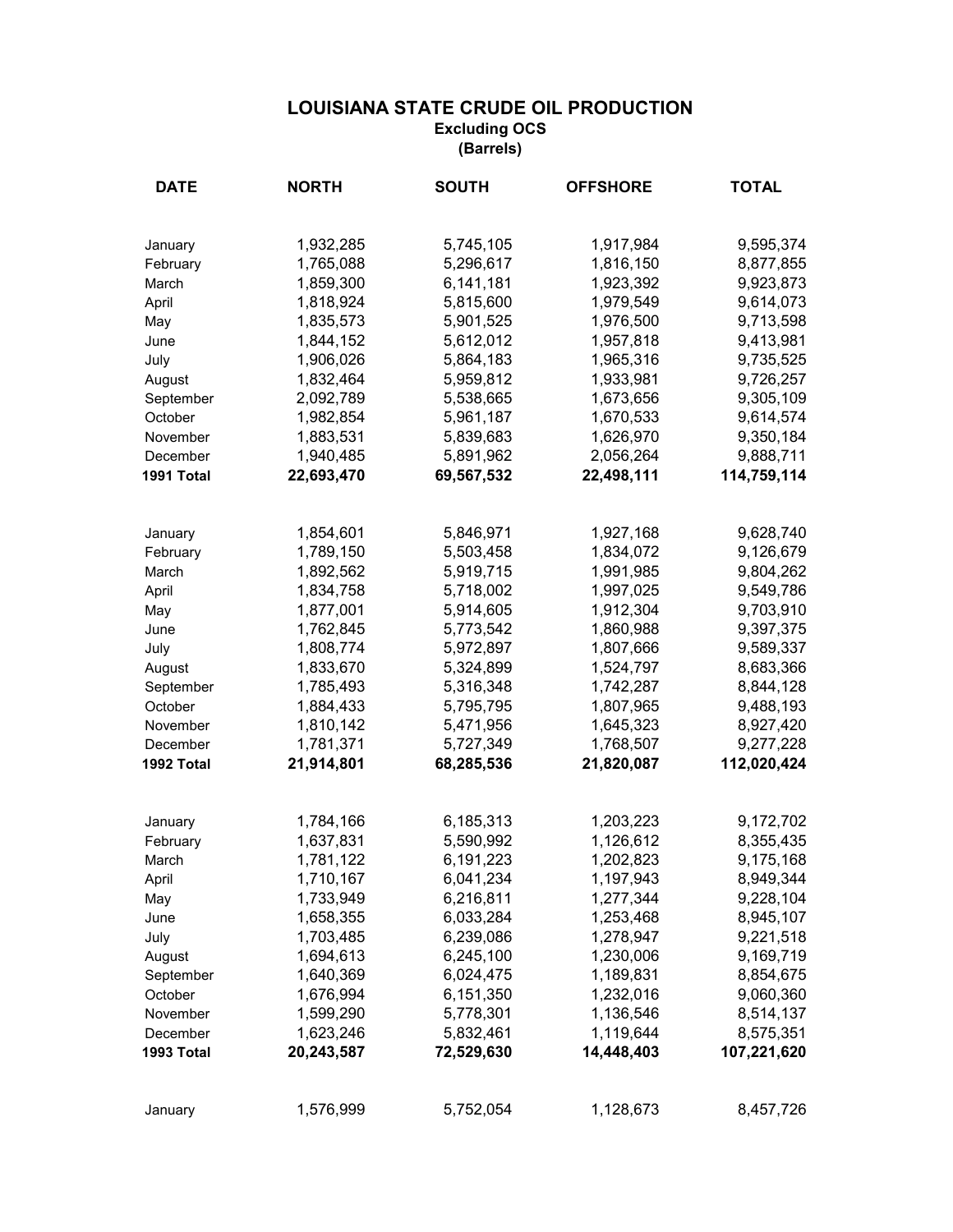# LOUISIANA STATE CRUDE OIL PRODUCTION

**Excluding OCS**

**(Barrels)**

| DATE | NORTH | SOUTH | OFFSHORE | TOTAL |
|---|---|---|---|---|
| January | 1,932,285 | 5,745,105 | 1,917,984 | 9,595,374 |
| February | 1,765,088 | 5,296,617 | 1,816,150 | 8,877,855 |
| March | 1,859,300 | 6,141,181 | 1,923,392 | 9,923,873 |
| April | 1,818,924 | 5,815,600 | 1,979,549 | 9,614,073 |
| May | 1,835,573 | 5,901,525 | 1,976,500 | 9,713,598 |
| June | 1,844,152 | 5,612,012 | 1,957,818 | 9,413,981 |
| July | 1,906,026 | 5,864,183 | 1,965,316 | 9,735,525 |
| August | 1,832,464 | 5,959,812 | 1,933,981 | 9,726,257 |
| September | 2,092,789 | 5,538,665 | 1,673,656 | 9,305,109 |
| October | 1,982,854 | 5,961,187 | 1,670,533 | 9,614,574 |
| November | 1,883,531 | 5,839,683 | 1,626,970 | 9,350,184 |
| December | 1,940,485 | 5,891,962 | 2,056,264 | 9,888,711 |
| **1991 Total** | **22,693,470** | **69,567,532** | **22,498,111** | **114,759,114** |
| | | | | |
| January | 1,854,601 | 5,846,971 | 1,927,168 | 9,628,740 |
| February | 1,789,150 | 5,503,458 | 1,834,072 | 9,126,679 |
| March | 1,892,562 | 5,919,715 | 1,991,985 | 9,804,262 |
| April | 1,834,758 | 5,718,002 | 1,997,025 | 9,549,786 |
| May | 1,877,001 | 5,914,605 | 1,912,304 | 9,703,910 |
| June | 1,762,845 | 5,773,542 | 1,860,988 | 9,397,375 |
| July | 1,808,774 | 5,972,897 | 1,807,666 | 9,589,337 |
| August | 1,833,670 | 5,324,899 | 1,524,797 | 8,683,366 |
| September | 1,785,493 | 5,316,348 | 1,742,287 | 8,844,128 |
| October | 1,884,433 | 5,795,795 | 1,807,965 | 9,488,193 |
| November | 1,810,142 | 5,471,956 | 1,645,323 | 8,927,420 |
| December | 1,781,371 | 5,727,349 | 1,768,507 | 9,277,228 |
| **1992 Total** | **21,914,801** | **68,285,536** | **21,820,087** | **112,020,424** |
| | | | | |
| January | 1,784,166 | 6,185,313 | 1,203,223 | 9,172,702 |
| February | 1,637,831 | 5,590,992 | 1,126,612 | 8,355,435 |
| March | 1,781,122 | 6,191,223 | 1,202,823 | 9,175,168 |
| April | 1,710,167 | 6,041,234 | 1,197,943 | 8,949,344 |
| May | 1,733,949 | 6,216,811 | 1,277,344 | 9,228,104 |
| June | 1,658,355 | 6,033,284 | 1,253,468 | 8,945,107 |
| July | 1,703,485 | 6,239,086 | 1,278,947 | 9,221,518 |
| August | 1,694,613 | 6,245,100 | 1,230,006 | 9,169,719 |
| September | 1,640,369 | 6,024,475 | 1,189,831 | 8,854,675 |
| October | 1,676,994 | 6,151,350 | 1,232,016 | 9,060,360 |
| November | 1,599,290 | 5,778,301 | 1,136,546 | 8,514,137 |
| December | 1,623,246 | 5,832,461 | 1,119,644 | 8,575,351 |
| **1993 Total** | **20,243,587** | **72,529,630** | **14,448,403** | **107,221,620** |
| | | | | |
| January | 1,576,999 | 5,752,054 | 1,128,673 | 8,457,726 |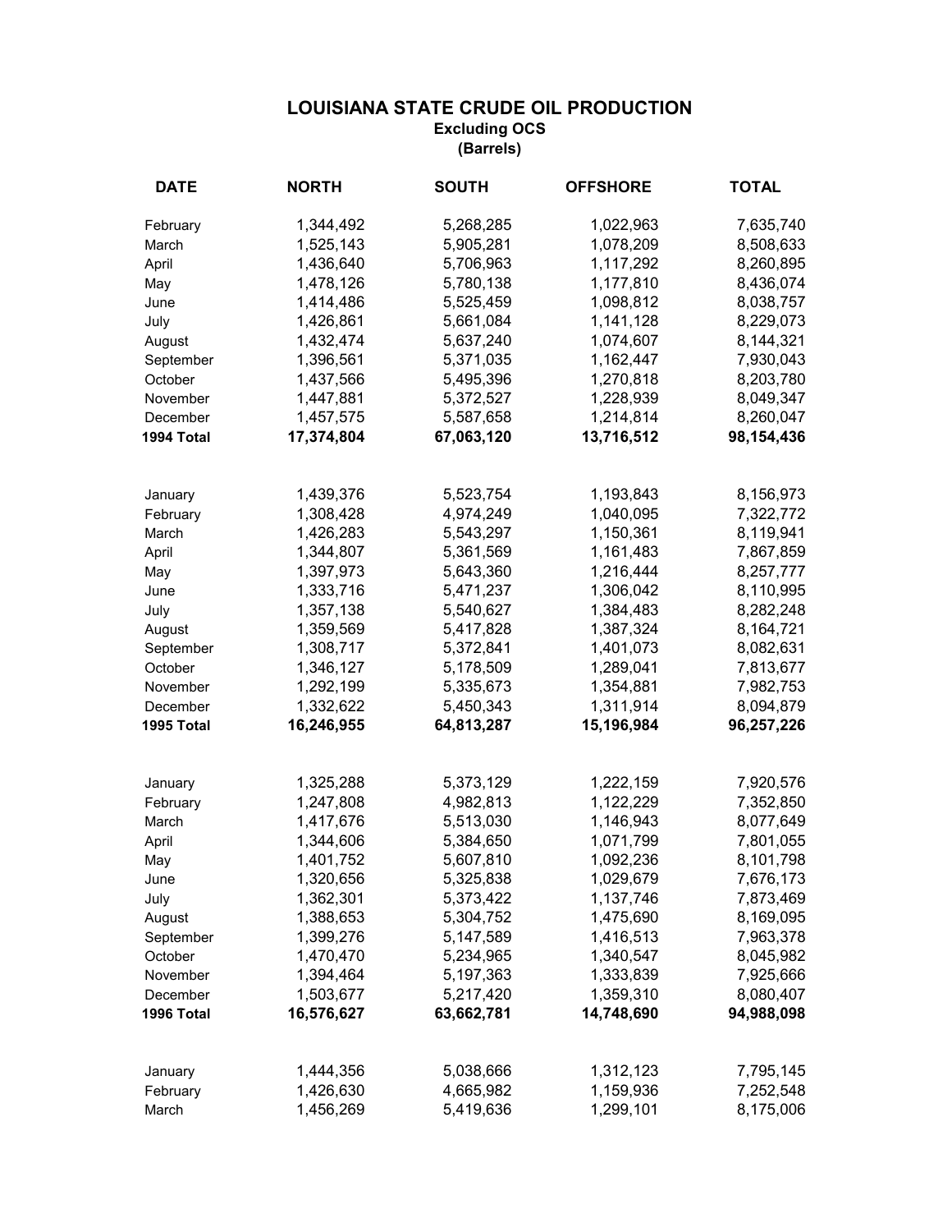# LOUISIANA STATE CRUDE OIL PRODUCTION

**Excluding OCS**

**(Barrels)**

| DATE | NORTH | SOUTH | OFFSHORE | TOTAL |
|---|---|---|---|---|
| February | 1,344,492 | 5,268,285 | 1,022,963 | 7,635,740 |
| March | 1,525,143 | 5,905,281 | 1,078,209 | 8,508,633 |
| April | 1,436,640 | 5,706,963 | 1,117,292 | 8,260,895 |
| May | 1,478,126 | 5,780,138 | 1,177,810 | 8,436,074 |
| June | 1,414,486 | 5,525,459 | 1,098,812 | 8,038,757 |
| July | 1,426,861 | 5,661,084 | 1,141,128 | 8,229,073 |
| August | 1,432,474 | 5,637,240 | 1,074,607 | 8,144,321 |
| September | 1,396,561 | 5,371,035 | 1,162,447 | 7,930,043 |
| October | 1,437,566 | 5,495,396 | 1,270,818 | 8,203,780 |
| November | 1,447,881 | 5,372,527 | 1,228,939 | 8,049,347 |
| December | 1,457,575 | 5,587,658 | 1,214,814 | 8,260,047 |
| **1994 Total** | **17,374,804** | **67,063,120** | **13,716,512** | **98,154,436** |
| | | | | |
| January | 1,439,376 | 5,523,754 | 1,193,843 | 8,156,973 |
| February | 1,308,428 | 4,974,249 | 1,040,095 | 7,322,772 |
| March | 1,426,283 | 5,543,297 | 1,150,361 | 8,119,941 |
| April | 1,344,807 | 5,361,569 | 1,161,483 | 7,867,859 |
| May | 1,397,973 | 5,643,360 | 1,216,444 | 8,257,777 |
| June | 1,333,716 | 5,471,237 | 1,306,042 | 8,110,995 |
| July | 1,357,138 | 5,540,627 | 1,384,483 | 8,282,248 |
| August | 1,359,569 | 5,417,828 | 1,387,324 | 8,164,721 |
| September | 1,308,717 | 5,372,841 | 1,401,073 | 8,082,631 |
| October | 1,346,127 | 5,178,509 | 1,289,041 | 7,813,677 |
| November | 1,292,199 | 5,335,673 | 1,354,881 | 7,982,753 |
| December | 1,332,622 | 5,450,343 | 1,311,914 | 8,094,879 |
| **1995 Total** | **16,246,955** | **64,813,287** | **15,196,984** | **96,257,226** |
| | | | | |
| January | 1,325,288 | 5,373,129 | 1,222,159 | 7,920,576 |
| February | 1,247,808 | 4,982,813 | 1,122,229 | 7,352,850 |
| March | 1,417,676 | 5,513,030 | 1,146,943 | 8,077,649 |
| April | 1,344,606 | 5,384,650 | 1,071,799 | 7,801,055 |
| May | 1,401,752 | 5,607,810 | 1,092,236 | 8,101,798 |
| June | 1,320,656 | 5,325,838 | 1,029,679 | 7,676,173 |
| July | 1,362,301 | 5,373,422 | 1,137,746 | 7,873,469 |
| August | 1,388,653 | 5,304,752 | 1,475,690 | 8,169,095 |
| September | 1,399,276 | 5,147,589 | 1,416,513 | 7,963,378 |
| October | 1,470,470 | 5,234,965 | 1,340,547 | 8,045,982 |
| November | 1,394,464 | 5,197,363 | 1,333,839 | 7,925,666 |
| December | 1,503,677 | 5,217,420 | 1,359,310 | 8,080,407 |
| **1996 Total** | **16,576,627** | **63,662,781** | **14,748,690** | **94,988,098** |
| | | | | |
| January | 1,444,356 | 5,038,666 | 1,312,123 | 7,795,145 |
| February | 1,426,630 | 4,665,982 | 1,159,936 | 7,252,548 |
| March | 1,456,269 | 5,419,636 | 1,299,101 | 8,175,006 |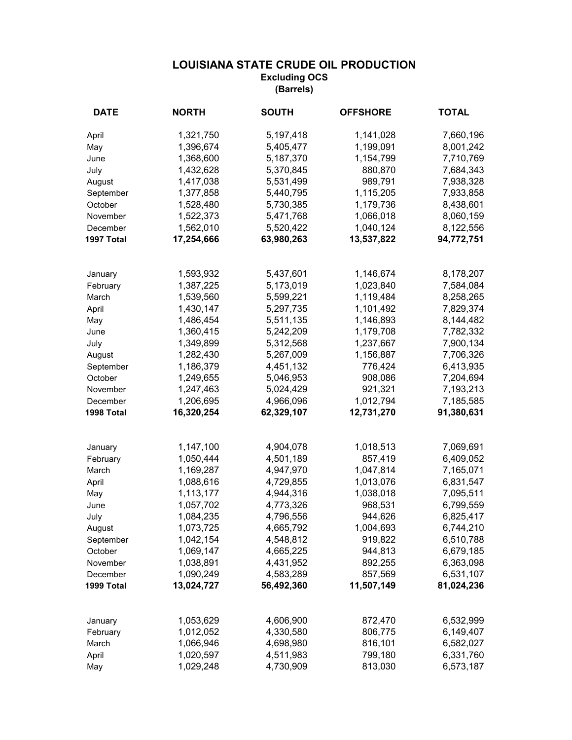# LOUISIANA STATE CRUDE OIL PRODUCTION

**Excluding OCS**

**(Barrels)**

| DATE | NORTH | SOUTH | OFFSHORE | TOTAL |
|---|---|---|---|---|
| April | 1,321,750 | 5,197,418 | 1,141,028 | 7,660,196 |
| May | 1,396,674 | 5,405,477 | 1,199,091 | 8,001,242 |
| June | 1,368,600 | 5,187,370 | 1,154,799 | 7,710,769 |
| July | 1,432,628 | 5,370,845 | 880,870 | 7,684,343 |
| August | 1,417,038 | 5,531,499 | 989,791 | 7,938,328 |
| September | 1,377,858 | 5,440,795 | 1,115,205 | 7,933,858 |
| October | 1,528,480 | 5,730,385 | 1,179,736 | 8,438,601 |
| November | 1,522,373 | 5,471,768 | 1,066,018 | 8,060,159 |
| December | 1,562,010 | 5,520,422 | 1,040,124 | 8,122,556 |
| **1997 Total** | **17,254,666** | **63,980,263** | **13,537,822** | **94,772,751** |
| | | | | |
| January | 1,593,932 | 5,437,601 | 1,146,674 | 8,178,207 |
| February | 1,387,225 | 5,173,019 | 1,023,840 | 7,584,084 |
| March | 1,539,560 | 5,599,221 | 1,119,484 | 8,258,265 |
| April | 1,430,147 | 5,297,735 | 1,101,492 | 7,829,374 |
| May | 1,486,454 | 5,511,135 | 1,146,893 | 8,144,482 |
| June | 1,360,415 | 5,242,209 | 1,179,708 | 7,782,332 |
| July | 1,349,899 | 5,312,568 | 1,237,667 | 7,900,134 |
| August | 1,282,430 | 5,267,009 | 1,156,887 | 7,706,326 |
| September | 1,186,379 | 4,451,132 | 776,424 | 6,413,935 |
| October | 1,249,655 | 5,046,953 | 908,086 | 7,204,694 |
| November | 1,247,463 | 5,024,429 | 921,321 | 7,193,213 |
| December | 1,206,695 | 4,966,096 | 1,012,794 | 7,185,585 |
| **1998 Total** | **16,320,254** | **62,329,107** | **12,731,270** | **91,380,631** |
| | | | | |
| January | 1,147,100 | 4,904,078 | 1,018,513 | 7,069,691 |
| February | 1,050,444 | 4,501,189 | 857,419 | 6,409,052 |
| March | 1,169,287 | 4,947,970 | 1,047,814 | 7,165,071 |
| April | 1,088,616 | 4,729,855 | 1,013,076 | 6,831,547 |
| May | 1,113,177 | 4,944,316 | 1,038,018 | 7,095,511 |
| June | 1,057,702 | 4,773,326 | 968,531 | 6,799,559 |
| July | 1,084,235 | 4,796,556 | 944,626 | 6,825,417 |
| August | 1,073,725 | 4,665,792 | 1,004,693 | 6,744,210 |
| September | 1,042,154 | 4,548,812 | 919,822 | 6,510,788 |
| October | 1,069,147 | 4,665,225 | 944,813 | 6,679,185 |
| November | 1,038,891 | 4,431,952 | 892,255 | 6,363,098 |
| December | 1,090,249 | 4,583,289 | 857,569 | 6,531,107 |
| **1999 Total** | **13,024,727** | **56,492,360** | **11,507,149** | **81,024,236** |
| | | | | |
| January | 1,053,629 | 4,606,900 | 872,470 | 6,532,999 |
| February | 1,012,052 | 4,330,580 | 806,775 | 6,149,407 |
| March | 1,066,946 | 4,698,980 | 816,101 | 6,582,027 |
| April | 1,020,597 | 4,511,983 | 799,180 | 6,331,760 |
| May | 1,029,248 | 4,730,909 | 813,030 | 6,573,187 |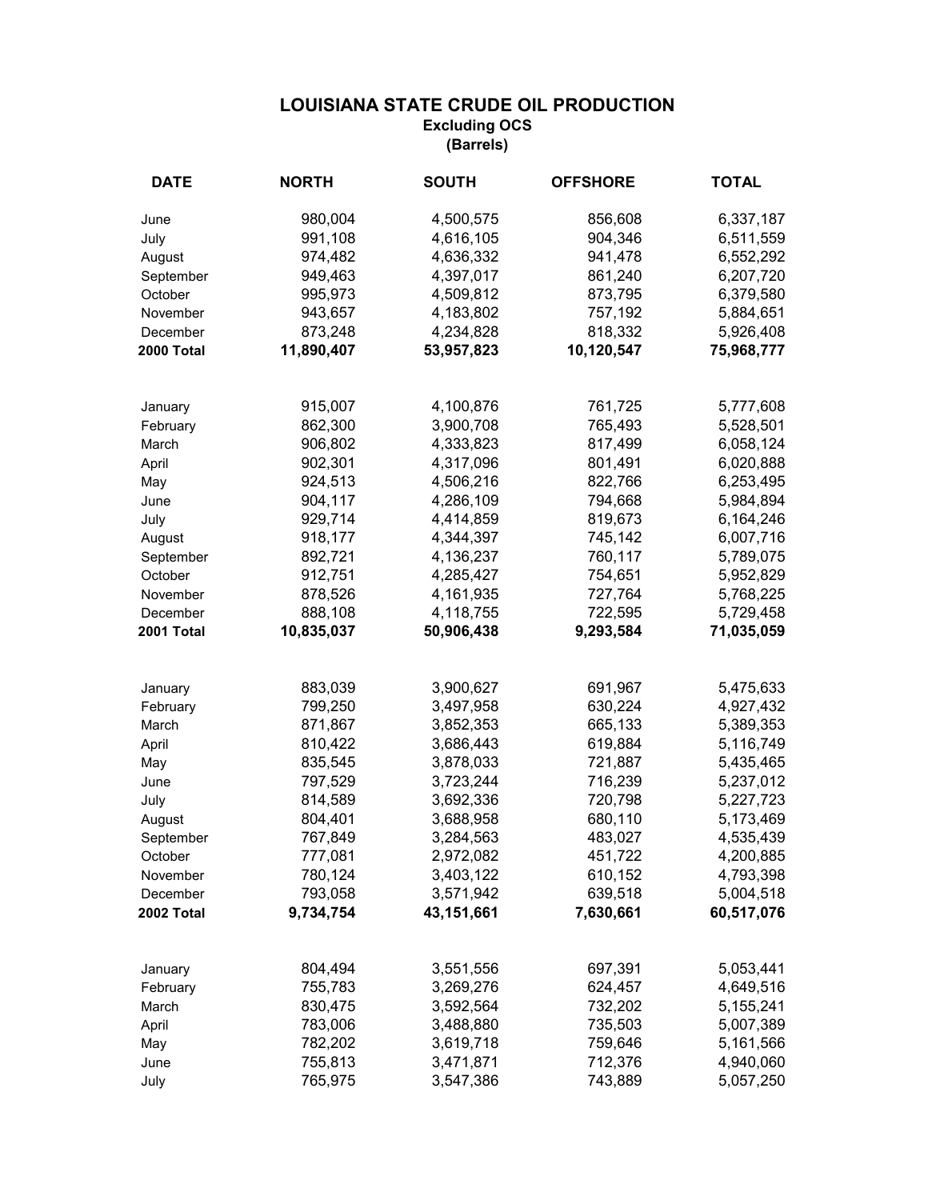# LOUISIANA STATE CRUDE OIL PRODUCTION

**Excluding OCS**

**(Barrels)**

| DATE | NORTH | SOUTH | OFFSHORE | TOTAL |
|---|---|---|---|---|
| June | 980,004 | 4,500,575 | 856,608 | 6,337,187 |
| July | 991,108 | 4,616,105 | 904,346 | 6,511,559 |
| August | 974,482 | 4,636,332 | 941,478 | 6,552,292 |
| September | 949,463 | 4,397,017 | 861,240 | 6,207,720 |
| October | 995,973 | 4,509,812 | 873,795 | 6,379,580 |
| November | 943,657 | 4,183,802 | 757,192 | 5,884,651 |
| December | 873,248 | 4,234,828 | 818,332 | 5,926,408 |
| **2000 Total** | **11,890,407** | **53,957,823** | **10,120,547** | **75,968,777** |
| | | | | |
| January | 915,007 | 4,100,876 | 761,725 | 5,777,608 |
| February | 862,300 | 3,900,708 | 765,493 | 5,528,501 |
| March | 906,802 | 4,333,823 | 817,499 | 6,058,124 |
| April | 902,301 | 4,317,096 | 801,491 | 6,020,888 |
| May | 924,513 | 4,506,216 | 822,766 | 6,253,495 |
| June | 904,117 | 4,286,109 | 794,668 | 5,984,894 |
| July | 929,714 | 4,414,859 | 819,673 | 6,164,246 |
| August | 918,177 | 4,344,397 | 745,142 | 6,007,716 |
| September | 892,721 | 4,136,237 | 760,117 | 5,789,075 |
| October | 912,751 | 4,285,427 | 754,651 | 5,952,829 |
| November | 878,526 | 4,161,935 | 727,764 | 5,768,225 |
| December | 888,108 | 4,118,755 | 722,595 | 5,729,458 |
| **2001 Total** | **10,835,037** | **50,906,438** | **9,293,584** | **71,035,059** |
| | | | | |
| January | 883,039 | 3,900,627 | 691,967 | 5,475,633 |
| February | 799,250 | 3,497,958 | 630,224 | 4,927,432 |
| March | 871,867 | 3,852,353 | 665,133 | 5,389,353 |
| April | 810,422 | 3,686,443 | 619,884 | 5,116,749 |
| May | 835,545 | 3,878,033 | 721,887 | 5,435,465 |
| June | 797,529 | 3,723,244 | 716,239 | 5,237,012 |
| July | 814,589 | 3,692,336 | 720,798 | 5,227,723 |
| August | 804,401 | 3,688,958 | 680,110 | 5,173,469 |
| September | 767,849 | 3,284,563 | 483,027 | 4,535,439 |
| October | 777,081 | 2,972,082 | 451,722 | 4,200,885 |
| November | 780,124 | 3,403,122 | 610,152 | 4,793,398 |
| December | 793,058 | 3,571,942 | 639,518 | 5,004,518 |
| **2002 Total** | **9,734,754** | **43,151,661** | **7,630,661** | **60,517,076** |
| | | | | |
| January | 804,494 | 3,551,556 | 697,391 | 5,053,441 |
| February | 755,783 | 3,269,276 | 624,457 | 4,649,516 |
| March | 830,475 | 3,592,564 | 732,202 | 5,155,241 |
| April | 783,006 | 3,488,880 | 735,503 | 5,007,389 |
| May | 782,202 | 3,619,718 | 759,646 | 5,161,566 |
| June | 755,813 | 3,471,871 | 712,376 | 4,940,060 |
| July | 765,975 | 3,547,386 | 743,889 | 5,057,250 |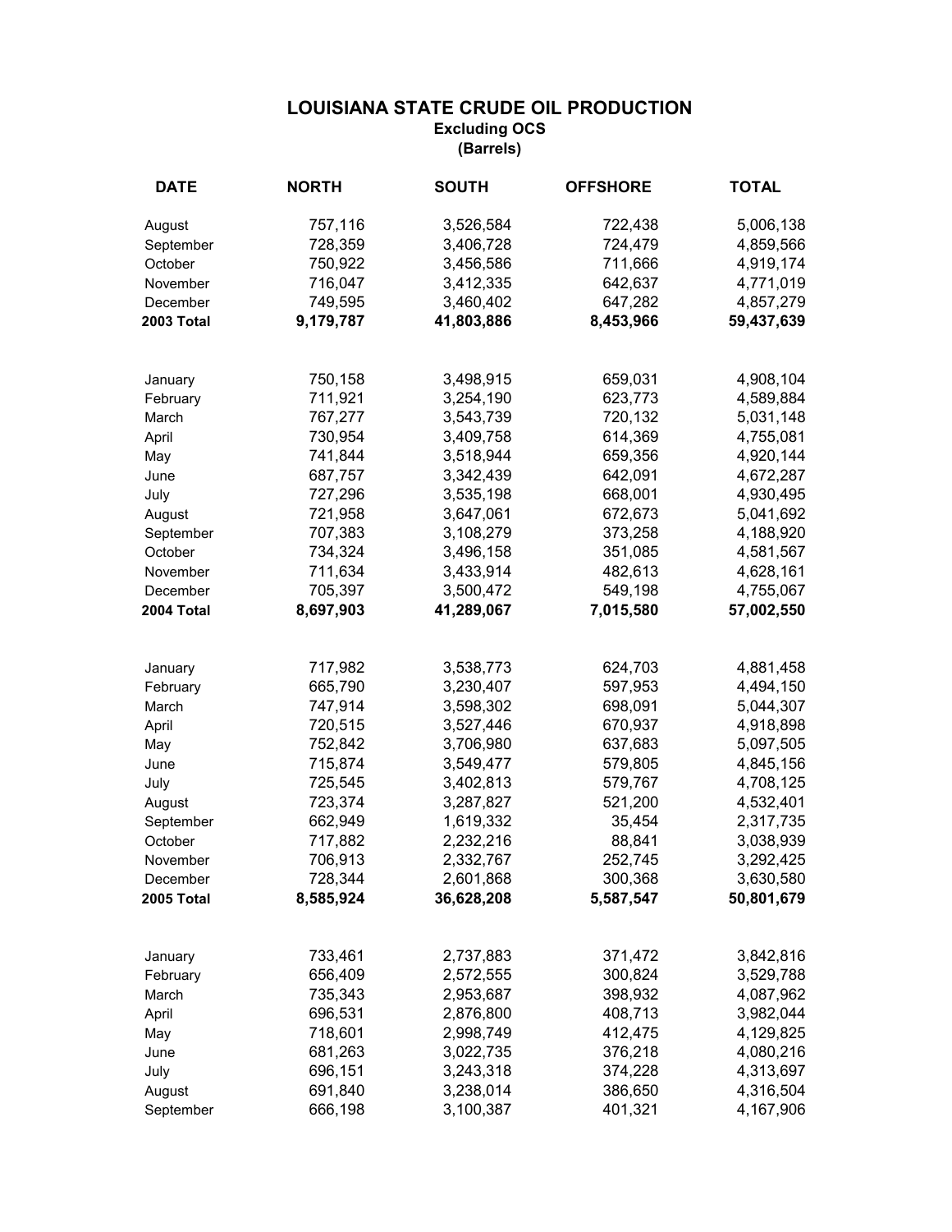# LOUISIANA STATE CRUDE OIL PRODUCTION

### Excluding OCS

### (Barrels)

| DATE | NORTH | SOUTH | OFFSHORE | TOTAL |
|---|---|---|---|---|
| August | 757,116 | 3,526,584 | 722,438 | 5,006,138 |
| September | 728,359 | 3,406,728 | 724,479 | 4,859,566 |
| October | 750,922 | 3,456,586 | 711,666 | 4,919,174 |
| November | 716,047 | 3,412,335 | 642,637 | 4,771,019 |
| December | 749,595 | 3,460,402 | 647,282 | 4,857,279 |
| **2003 Total** | **9,179,787** | **41,803,886** | **8,453,966** | **59,437,639** |
| | | | | |
| January | 750,158 | 3,498,915 | 659,031 | 4,908,104 |
| February | 711,921 | 3,254,190 | 623,773 | 4,589,884 |
| March | 767,277 | 3,543,739 | 720,132 | 5,031,148 |
| April | 730,954 | 3,409,758 | 614,369 | 4,755,081 |
| May | 741,844 | 3,518,944 | 659,356 | 4,920,144 |
| June | 687,757 | 3,342,439 | 642,091 | 4,672,287 |
| July | 727,296 | 3,535,198 | 668,001 | 4,930,495 |
| August | 721,958 | 3,647,061 | 672,673 | 5,041,692 |
| September | 707,383 | 3,108,279 | 373,258 | 4,188,920 |
| October | 734,324 | 3,496,158 | 351,085 | 4,581,567 |
| November | 711,634 | 3,433,914 | 482,613 | 4,628,161 |
| December | 705,397 | 3,500,472 | 549,198 | 4,755,067 |
| **2004 Total** | **8,697,903** | **41,289,067** | **7,015,580** | **57,002,550** |
| | | | | |
| January | 717,982 | 3,538,773 | 624,703 | 4,881,458 |
| February | 665,790 | 3,230,407 | 597,953 | 4,494,150 |
| March | 747,914 | 3,598,302 | 698,091 | 5,044,307 |
| April | 720,515 | 3,527,446 | 670,937 | 4,918,898 |
| May | 752,842 | 3,706,980 | 637,683 | 5,097,505 |
| June | 715,874 | 3,549,477 | 579,805 | 4,845,156 |
| July | 725,545 | 3,402,813 | 579,767 | 4,708,125 |
| August | 723,374 | 3,287,827 | 521,200 | 4,532,401 |
| September | 662,949 | 1,619,332 | 35,454 | 2,317,735 |
| October | 717,882 | 2,232,216 | 88,841 | 3,038,939 |
| November | 706,913 | 2,332,767 | 252,745 | 3,292,425 |
| December | 728,344 | 2,601,868 | 300,368 | 3,630,580 |
| **2005 Total** | **8,585,924** | **36,628,208** | **5,587,547** | **50,801,679** |
| | | | | |
| January | 733,461 | 2,737,883 | 371,472 | 3,842,816 |
| February | 656,409 | 2,572,555 | 300,824 | 3,529,788 |
| March | 735,343 | 2,953,687 | 398,932 | 4,087,962 |
| April | 696,531 | 2,876,800 | 408,713 | 3,982,044 |
| May | 718,601 | 2,998,749 | 412,475 | 4,129,825 |
| June | 681,263 | 3,022,735 | 376,218 | 4,080,216 |
| July | 696,151 | 3,243,318 | 374,228 | 4,313,697 |
| August | 691,840 | 3,238,014 | 386,650 | 4,316,504 |
| September | 666,198 | 3,100,387 | 401,321 | 4,167,906 |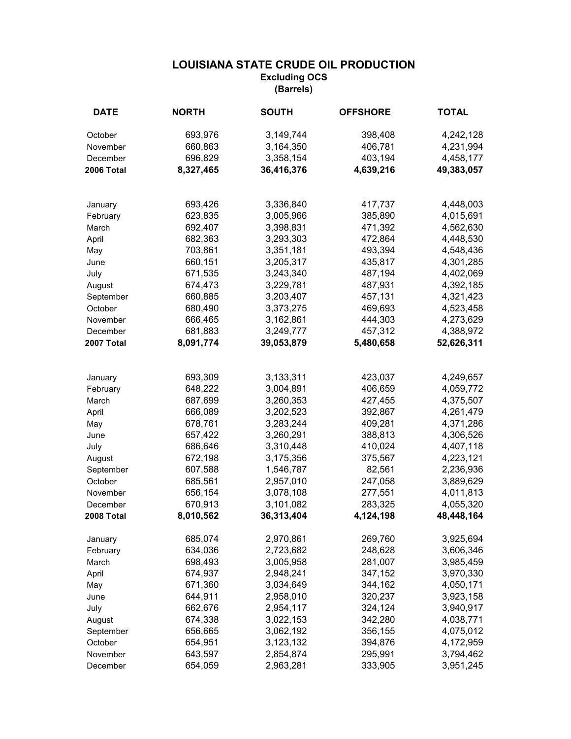# LOUISIANA STATE CRUDE OIL PRODUCTION

**Excluding OCS**

**(Barrels)**

| DATE | NORTH | SOUTH | OFFSHORE | TOTAL |
|---|---|---|---|---|
| October | 693,976 | 3,149,744 | 398,408 | 4,242,128 |
| November | 660,863 | 3,164,350 | 406,781 | 4,231,994 |
| December | 696,829 | 3,358,154 | 403,194 | 4,458,177 |
| **2006 Total** | **8,327,465** | **36,416,376** | **4,639,216** | **49,383,057** |
| | | | | |
| January | 693,426 | 3,336,840 | 417,737 | 4,448,003 |
| February | 623,835 | 3,005,966 | 385,890 | 4,015,691 |
| March | 692,407 | 3,398,831 | 471,392 | 4,562,630 |
| April | 682,363 | 3,293,303 | 472,864 | 4,448,530 |
| May | 703,861 | 3,351,181 | 493,394 | 4,548,436 |
| June | 660,151 | 3,205,317 | 435,817 | 4,301,285 |
| July | 671,535 | 3,243,340 | 487,194 | 4,402,069 |
| August | 674,473 | 3,229,781 | 487,931 | 4,392,185 |
| September | 660,885 | 3,203,407 | 457,131 | 4,321,423 |
| October | 680,490 | 3,373,275 | 469,693 | 4,523,458 |
| November | 666,465 | 3,162,861 | 444,303 | 4,273,629 |
| December | 681,883 | 3,249,777 | 457,312 | 4,388,972 |
| **2007 Total** | **8,091,774** | **39,053,879** | **5,480,658** | **52,626,311** |
| | | | | |
| January | 693,309 | 3,133,311 | 423,037 | 4,249,657 |
| February | 648,222 | 3,004,891 | 406,659 | 4,059,772 |
| March | 687,699 | 3,260,353 | 427,455 | 4,375,507 |
| April | 666,089 | 3,202,523 | 392,867 | 4,261,479 |
| May | 678,761 | 3,283,244 | 409,281 | 4,371,286 |
| June | 657,422 | 3,260,291 | 388,813 | 4,306,526 |
| July | 686,646 | 3,310,448 | 410,024 | 4,407,118 |
| August | 672,198 | 3,175,356 | 375,567 | 4,223,121 |
| September | 607,588 | 1,546,787 | 82,561 | 2,236,936 |
| October | 685,561 | 2,957,010 | 247,058 | 3,889,629 |
| November | 656,154 | 3,078,108 | 277,551 | 4,011,813 |
| December | 670,913 | 3,101,082 | 283,325 | 4,055,320 |
| **2008 Total** | **8,010,562** | **36,313,404** | **4,124,198** | **48,448,164** |
| | | | | |
| January | 685,074 | 2,970,861 | 269,760 | 3,925,694 |
| February | 634,036 | 2,723,682 | 248,628 | 3,606,346 |
| March | 698,493 | 3,005,958 | 281,007 | 3,985,459 |
| April | 674,937 | 2,948,241 | 347,152 | 3,970,330 |
| May | 671,360 | 3,034,649 | 344,162 | 4,050,171 |
| June | 644,911 | 2,958,010 | 320,237 | 3,923,158 |
| July | 662,676 | 2,954,117 | 324,124 | 3,940,917 |
| August | 674,338 | 3,022,153 | 342,280 | 4,038,771 |
| September | 656,665 | 3,062,192 | 356,155 | 4,075,012 |
| October | 654,951 | 3,123,132 | 394,876 | 4,172,959 |
| November | 643,597 | 2,854,874 | 295,991 | 3,794,462 |
| December | 654,059 | 2,963,281 | 333,905 | 3,951,245 |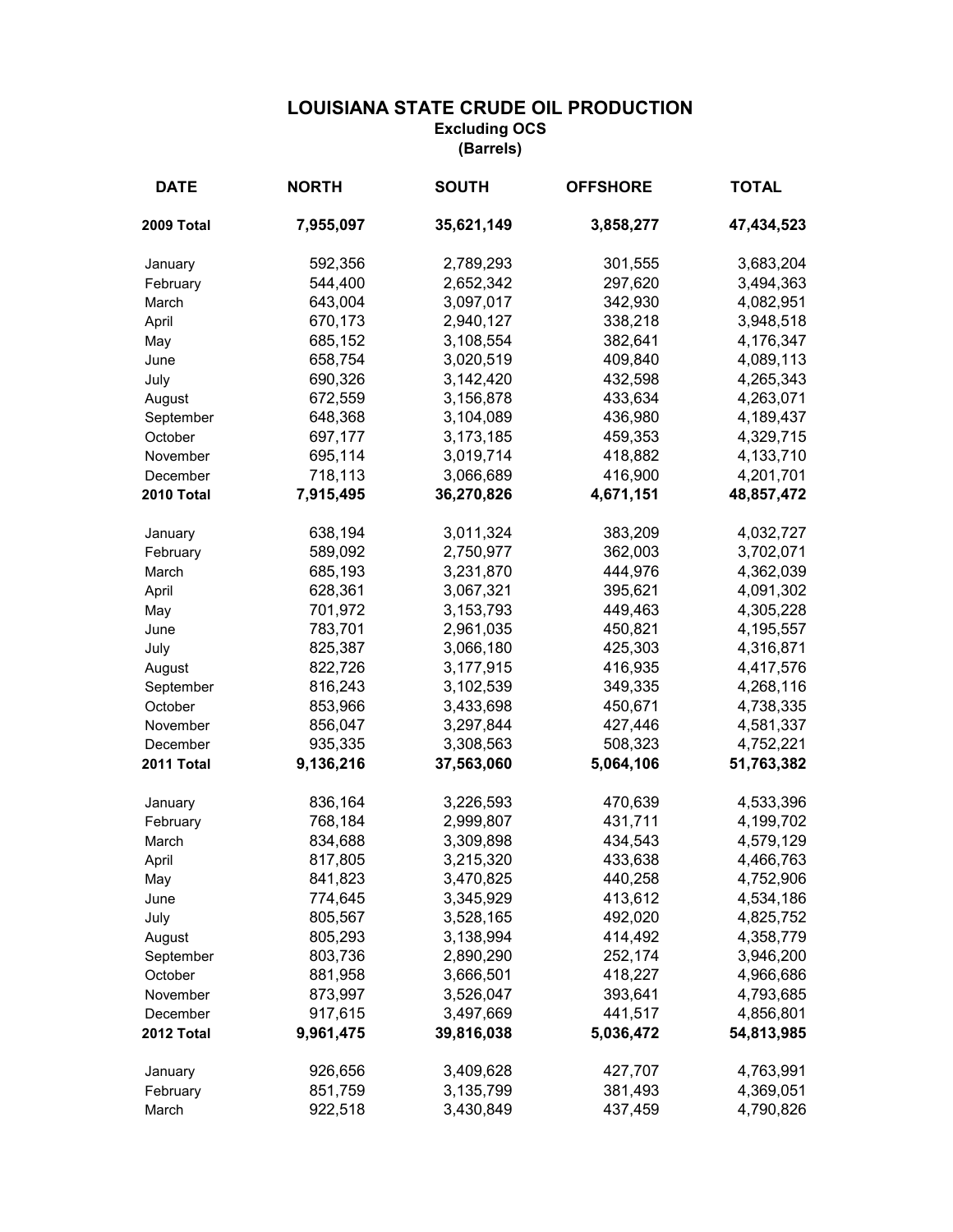# LOUISIANA STATE CRUDE OIL PRODUCTION

### Excluding OCS

### (Barrels)

| DATE | NORTH | SOUTH | OFFSHORE | TOTAL |
|---|---|---|---|---|
| **2009 Total** | **7,955,097** | **35,621,149** | **3,858,277** | **47,434,523** |
| January | 592,356 | 2,789,293 | 301,555 | 3,683,204 |
| February | 544,400 | 2,652,342 | 297,620 | 3,494,363 |
| March | 643,004 | 3,097,017 | 342,930 | 4,082,951 |
| April | 670,173 | 2,940,127 | 338,218 | 3,948,518 |
| May | 685,152 | 3,108,554 | 382,641 | 4,176,347 |
| June | 658,754 | 3,020,519 | 409,840 | 4,089,113 |
| July | 690,326 | 3,142,420 | 432,598 | 4,265,343 |
| August | 672,559 | 3,156,878 | 433,634 | 4,263,071 |
| September | 648,368 | 3,104,089 | 436,980 | 4,189,437 |
| October | 697,177 | 3,173,185 | 459,353 | 4,329,715 |
| November | 695,114 | 3,019,714 | 418,882 | 4,133,710 |
| December | 718,113 | 3,066,689 | 416,900 | 4,201,701 |
| **2010 Total** | **7,915,495** | **36,270,826** | **4,671,151** | **48,857,472** |
| January | 638,194 | 3,011,324 | 383,209 | 4,032,727 |
| February | 589,092 | 2,750,977 | 362,003 | 3,702,071 |
| March | 685,193 | 3,231,870 | 444,976 | 4,362,039 |
| April | 628,361 | 3,067,321 | 395,621 | 4,091,302 |
| May | 701,972 | 3,153,793 | 449,463 | 4,305,228 |
| June | 783,701 | 2,961,035 | 450,821 | 4,195,557 |
| July | 825,387 | 3,066,180 | 425,303 | 4,316,871 |
| August | 822,726 | 3,177,915 | 416,935 | 4,417,576 |
| September | 816,243 | 3,102,539 | 349,335 | 4,268,116 |
| October | 853,966 | 3,433,698 | 450,671 | 4,738,335 |
| November | 856,047 | 3,297,844 | 427,446 | 4,581,337 |
| December | 935,335 | 3,308,563 | 508,323 | 4,752,221 |
| **2011 Total** | **9,136,216** | **37,563,060** | **5,064,106** | **51,763,382** |
| January | 836,164 | 3,226,593 | 470,639 | 4,533,396 |
| February | 768,184 | 2,999,807 | 431,711 | 4,199,702 |
| March | 834,688 | 3,309,898 | 434,543 | 4,579,129 |
| April | 817,805 | 3,215,320 | 433,638 | 4,466,763 |
| May | 841,823 | 3,470,825 | 440,258 | 4,752,906 |
| June | 774,645 | 3,345,929 | 413,612 | 4,534,186 |
| July | 805,567 | 3,528,165 | 492,020 | 4,825,752 |
| August | 805,293 | 3,138,994 | 414,492 | 4,358,779 |
| September | 803,736 | 2,890,290 | 252,174 | 3,946,200 |
| October | 881,958 | 3,666,501 | 418,227 | 4,966,686 |
| November | 873,997 | 3,526,047 | 393,641 | 4,793,685 |
| December | 917,615 | 3,497,669 | 441,517 | 4,856,801 |
| **2012 Total** | **9,961,475** | **39,816,038** | **5,036,472** | **54,813,985** |
| January | 926,656 | 3,409,628 | 427,707 | 4,763,991 |
| February | 851,759 | 3,135,799 | 381,493 | 4,369,051 |
| March | 922,518 | 3,430,849 | 437,459 | 4,790,826 |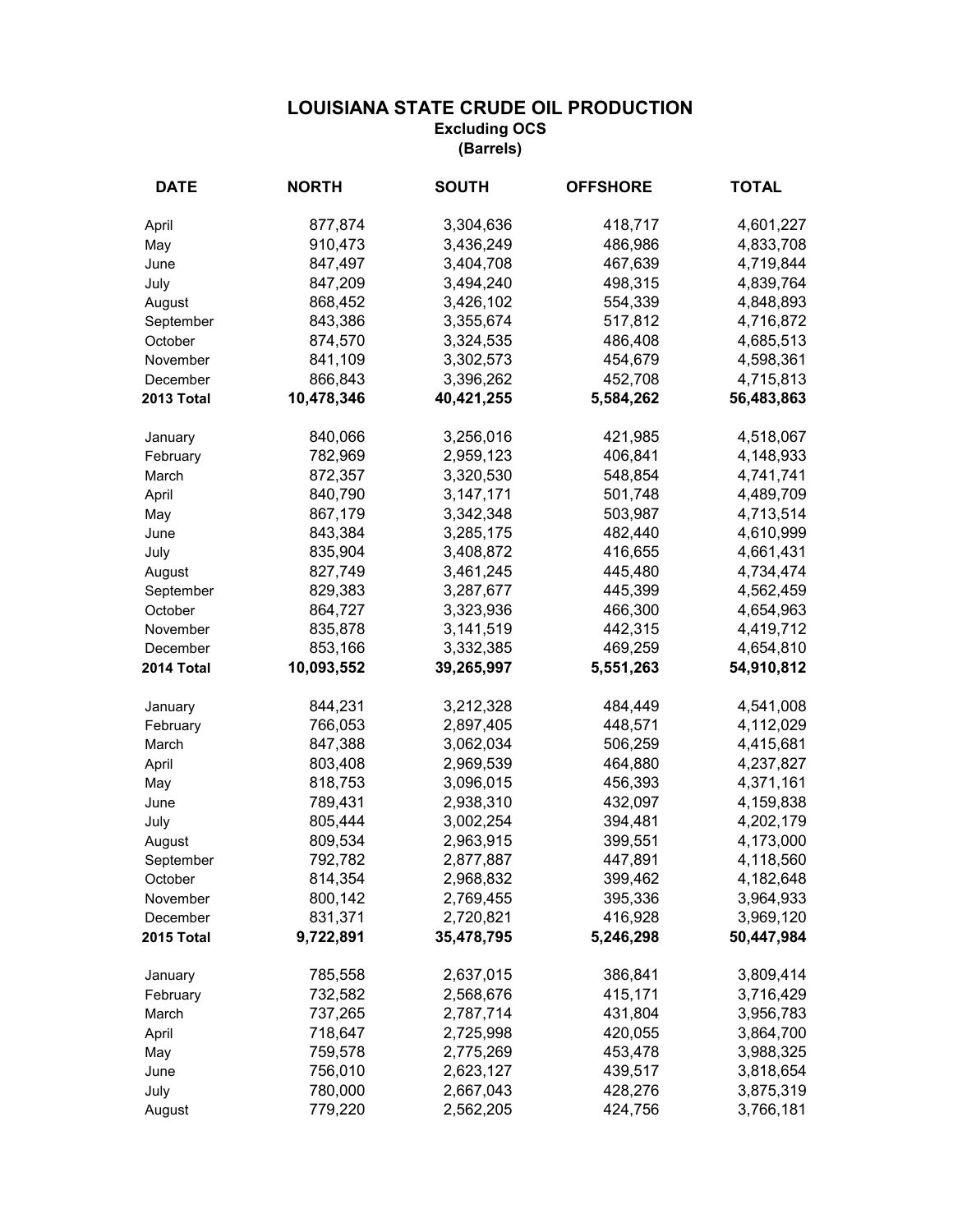# LOUISIANA STATE CRUDE OIL PRODUCTION

**Excluding OCS**

**(Barrels)**

| DATE | NORTH | SOUTH | OFFSHORE | TOTAL |
|---|---|---|---|---|
| April | 877,874 | 3,304,636 | 418,717 | 4,601,227 |
| May | 910,473 | 3,436,249 | 486,986 | 4,833,708 |
| June | 847,497 | 3,404,708 | 467,639 | 4,719,844 |
| July | 847,209 | 3,494,240 | 498,315 | 4,839,764 |
| August | 868,452 | 3,426,102 | 554,339 | 4,848,893 |
| September | 843,386 | 3,355,674 | 517,812 | 4,716,872 |
| October | 874,570 | 3,324,535 | 486,408 | 4,685,513 |
| November | 841,109 | 3,302,573 | 454,679 | 4,598,361 |
| December | 866,843 | 3,396,262 | 452,708 | 4,715,813 |
| **2013 Total** | **10,478,346** | **40,421,255** | **5,584,262** | **56,483,863** |
| | | | | |
| January | 840,066 | 3,256,016 | 421,985 | 4,518,067 |
| February | 782,969 | 2,959,123 | 406,841 | 4,148,933 |
| March | 872,357 | 3,320,530 | 548,854 | 4,741,741 |
| April | 840,790 | 3,147,171 | 501,748 | 4,489,709 |
| May | 867,179 | 3,342,348 | 503,987 | 4,713,514 |
| June | 843,384 | 3,285,175 | 482,440 | 4,610,999 |
| July | 835,904 | 3,408,872 | 416,655 | 4,661,431 |
| August | 827,749 | 3,461,245 | 445,480 | 4,734,474 |
| September | 829,383 | 3,287,677 | 445,399 | 4,562,459 |
| October | 864,727 | 3,323,936 | 466,300 | 4,654,963 |
| November | 835,878 | 3,141,519 | 442,315 | 4,419,712 |
| December | 853,166 | 3,332,385 | 469,259 | 4,654,810 |
| **2014 Total** | **10,093,552** | **39,265,997** | **5,551,263** | **54,910,812** |
| | | | | |
| January | 844,231 | 3,212,328 | 484,449 | 4,541,008 |
| February | 766,053 | 2,897,405 | 448,571 | 4,112,029 |
| March | 847,388 | 3,062,034 | 506,259 | 4,415,681 |
| April | 803,408 | 2,969,539 | 464,880 | 4,237,827 |
| May | 818,753 | 3,096,015 | 456,393 | 4,371,161 |
| June | 789,431 | 2,938,310 | 432,097 | 4,159,838 |
| July | 805,444 | 3,002,254 | 394,481 | 4,202,179 |
| August | 809,534 | 2,963,915 | 399,551 | 4,173,000 |
| September | 792,782 | 2,877,887 | 447,891 | 4,118,560 |
| October | 814,354 | 2,968,832 | 399,462 | 4,182,648 |
| November | 800,142 | 2,769,455 | 395,336 | 3,964,933 |
| December | 831,371 | 2,720,821 | 416,928 | 3,969,120 |
| **2015 Total** | **9,722,891** | **35,478,795** | **5,246,298** | **50,447,984** |
| | | | | |
| January | 785,558 | 2,637,015 | 386,841 | 3,809,414 |
| February | 732,582 | 2,568,676 | 415,171 | 3,716,429 |
| March | 737,265 | 2,787,714 | 431,804 | 3,956,783 |
| April | 718,647 | 2,725,998 | 420,055 | 3,864,700 |
| May | 759,578 | 2,775,269 | 453,478 | 3,988,325 |
| June | 756,010 | 2,623,127 | 439,517 | 3,818,654 |
| July | 780,000 | 2,667,043 | 428,276 | 3,875,319 |
| August | 779,220 | 2,562,205 | 424,756 | 3,766,181 |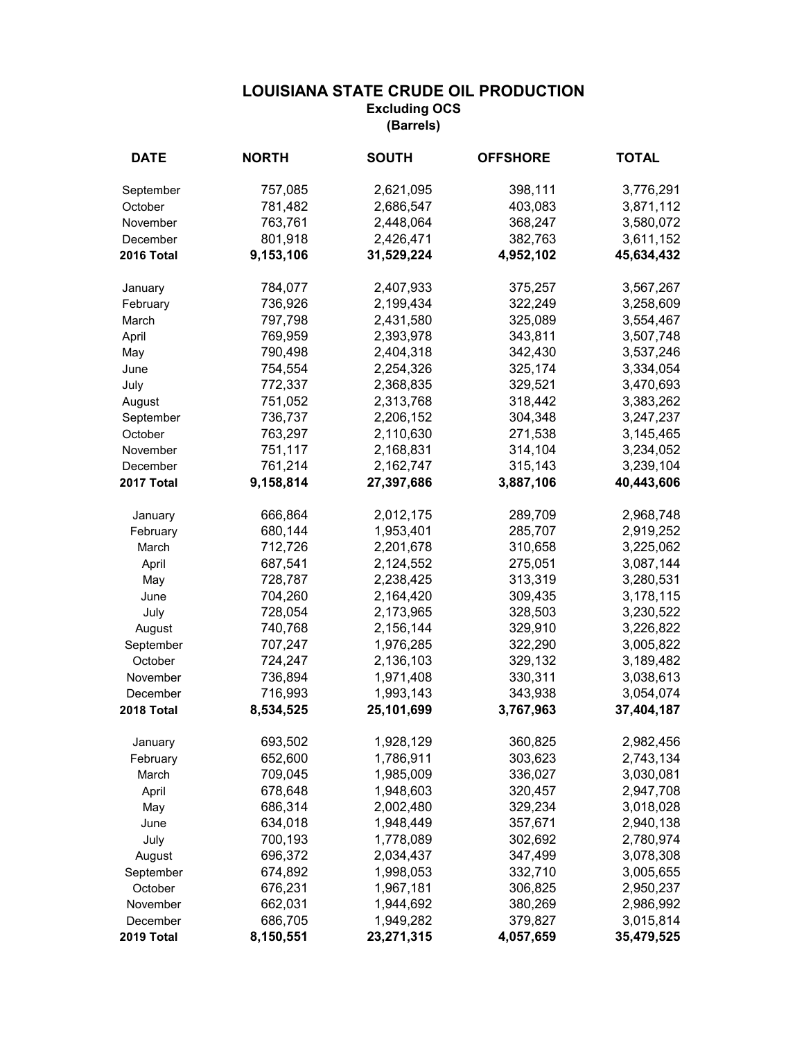# LOUISIANA STATE CRUDE OIL PRODUCTION

**Excluding OCS**

**(Barrels)**

| DATE | NORTH | SOUTH | OFFSHORE | TOTAL |
|---|---|---|---|---|
| September | 757,085 | 2,621,095 | 398,111 | 3,776,291 |
| October | 781,482 | 2,686,547 | 403,083 | 3,871,112 |
| November | 763,761 | 2,448,064 | 368,247 | 3,580,072 |
| December | 801,918 | 2,426,471 | 382,763 | 3,611,152 |
| **2016 Total** | **9,153,106** | **31,529,224** | **4,952,102** | **45,634,432** |
| | | | | |
| January | 784,077 | 2,407,933 | 375,257 | 3,567,267 |
| February | 736,926 | 2,199,434 | 322,249 | 3,258,609 |
| March | 797,798 | 2,431,580 | 325,089 | 3,554,467 |
| April | 769,959 | 2,393,978 | 343,811 | 3,507,748 |
| May | 790,498 | 2,404,318 | 342,430 | 3,537,246 |
| June | 754,554 | 2,254,326 | 325,174 | 3,334,054 |
| July | 772,337 | 2,368,835 | 329,521 | 3,470,693 |
| August | 751,052 | 2,313,768 | 318,442 | 3,383,262 |
| September | 736,737 | 2,206,152 | 304,348 | 3,247,237 |
| October | 763,297 | 2,110,630 | 271,538 | 3,145,465 |
| November | 751,117 | 2,168,831 | 314,104 | 3,234,052 |
| December | 761,214 | 2,162,747 | 315,143 | 3,239,104 |
| **2017 Total** | **9,158,814** | **27,397,686** | **3,887,106** | **40,443,606** |
| | | | | |
| January | 666,864 | 2,012,175 | 289,709 | 2,968,748 |
| February | 680,144 | 1,953,401 | 285,707 | 2,919,252 |
| March | 712,726 | 2,201,678 | 310,658 | 3,225,062 |
| April | 687,541 | 2,124,552 | 275,051 | 3,087,144 |
| May | 728,787 | 2,238,425 | 313,319 | 3,280,531 |
| June | 704,260 | 2,164,420 | 309,435 | 3,178,115 |
| July | 728,054 | 2,173,965 | 328,503 | 3,230,522 |
| August | 740,768 | 2,156,144 | 329,910 | 3,226,822 |
| September | 707,247 | 1,976,285 | 322,290 | 3,005,822 |
| October | 724,247 | 2,136,103 | 329,132 | 3,189,482 |
| November | 736,894 | 1,971,408 | 330,311 | 3,038,613 |
| December | 716,993 | 1,993,143 | 343,938 | 3,054,074 |
| **2018 Total** | **8,534,525** | **25,101,699** | **3,767,963** | **37,404,187** |
| | | | | |
| January | 693,502 | 1,928,129 | 360,825 | 2,982,456 |
| February | 652,600 | 1,786,911 | 303,623 | 2,743,134 |
| March | 709,045 | 1,985,009 | 336,027 | 3,030,081 |
| April | 678,648 | 1,948,603 | 320,457 | 2,947,708 |
| May | 686,314 | 2,002,480 | 329,234 | 3,018,028 |
| June | 634,018 | 1,948,449 | 357,671 | 2,940,138 |
| July | 700,193 | 1,778,089 | 302,692 | 2,780,974 |
| August | 696,372 | 2,034,437 | 347,499 | 3,078,308 |
| September | 674,892 | 1,998,053 | 332,710 | 3,005,655 |
| October | 676,231 | 1,967,181 | 306,825 | 2,950,237 |
| November | 662,031 | 1,944,692 | 380,269 | 2,986,992 |
| December | 686,705 | 1,949,282 | 379,827 | 3,015,814 |
| **2019 Total** | **8,150,551** | **23,271,315** | **4,057,659** | **35,479,525** |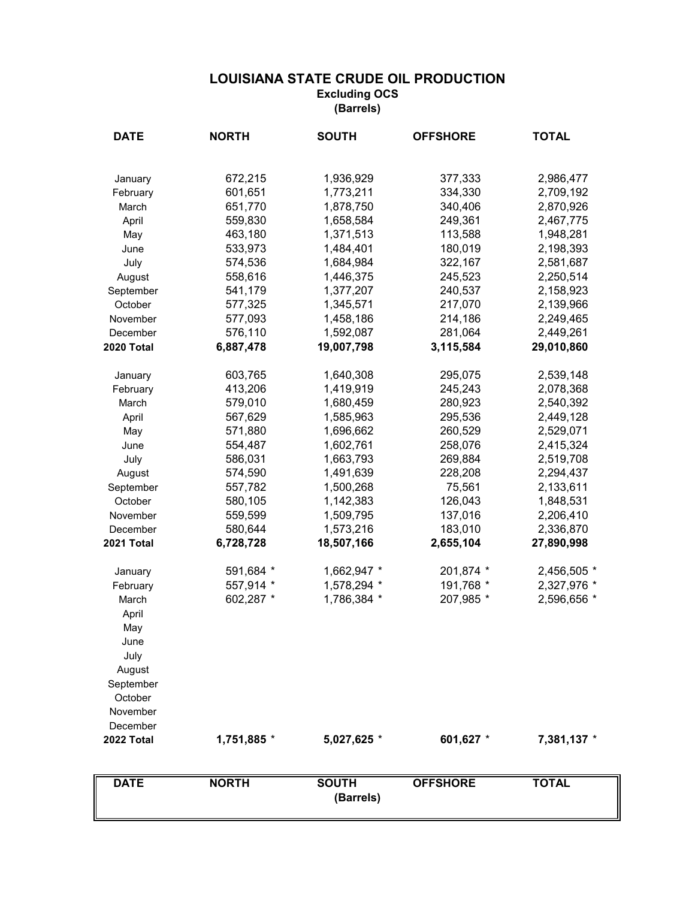# LOUISIANA STATE CRUDE OIL PRODUCTION

**Excluding OCS**

**(Barrels)**

| DATE | NORTH | SOUTH | OFFSHORE | TOTAL |
|---|---|---|---|---|
| January | 672,215 | 1,936,929 | 377,333 | 2,986,477 |
| February | 601,651 | 1,773,211 | 334,330 | 2,709,192 |
| March | 651,770 | 1,878,750 | 340,406 | 2,870,926 |
| April | 559,830 | 1,658,584 | 249,361 | 2,467,775 |
| May | 463,180 | 1,371,513 | 113,588 | 1,948,281 |
| June | 533,973 | 1,484,401 | 180,019 | 2,198,393 |
| July | 574,536 | 1,684,984 | 322,167 | 2,581,687 |
| August | 558,616 | 1,446,375 | 245,523 | 2,250,514 |
| September | 541,179 | 1,377,207 | 240,537 | 2,158,923 |
| October | 577,325 | 1,345,571 | 217,070 | 2,139,966 |
| November | 577,093 | 1,458,186 | 214,186 | 2,249,465 |
| December | 576,110 | 1,592,087 | 281,064 | 2,449,261 |
| **2020 Total** | **6,887,478** | **19,007,798** | **3,115,584** | **29,010,860** |
| January | 603,765 | 1,640,308 | 295,075 | 2,539,148 |
| February | 413,206 | 1,419,919 | 245,243 | 2,078,368 |
| March | 579,010 | 1,680,459 | 280,923 | 2,540,392 |
| April | 567,629 | 1,585,963 | 295,536 | 2,449,128 |
| May | 571,880 | 1,696,662 | 260,529 | 2,529,071 |
| June | 554,487 | 1,602,761 | 258,076 | 2,415,324 |
| July | 586,031 | 1,663,793 | 269,884 | 2,519,708 |
| August | 574,590 | 1,491,639 | 228,208 | 2,294,437 |
| September | 557,782 | 1,500,268 | 75,561 | 2,133,611 |
| October | 580,105 | 1,142,383 | 126,043 | 1,848,531 |
| November | 559,599 | 1,509,795 | 137,016 | 2,206,410 |
| December | 580,644 | 1,573,216 | 183,010 | 2,336,870 |
| **2021 Total** | **6,728,728** | **18,507,166** | **2,655,104** | **27,890,998** |
| January | 591,684 * | 1,662,947 * | 201,874 * | 2,456,505 * |
| February | 557,914 * | 1,578,294 * | 191,768 * | 2,327,976 * |
| March | 602,287 * | 1,786,384 * | 207,985 * | 2,596,656 * |
| April | | | | |
| May | | | | |
| June | | | | |
| July | | | | |
| August | | | | |
| September | | | | |
| October | | | | |
| November | | | | |
| December | | | | |
| **2022 Total** | **1,751,885** * | **5,027,625** * | **601,627** * | **7,381,137** * |

| DATE | NORTH | SOUTH (Barrels) | OFFSHORE | TOTAL |
|---|---|---|---|---|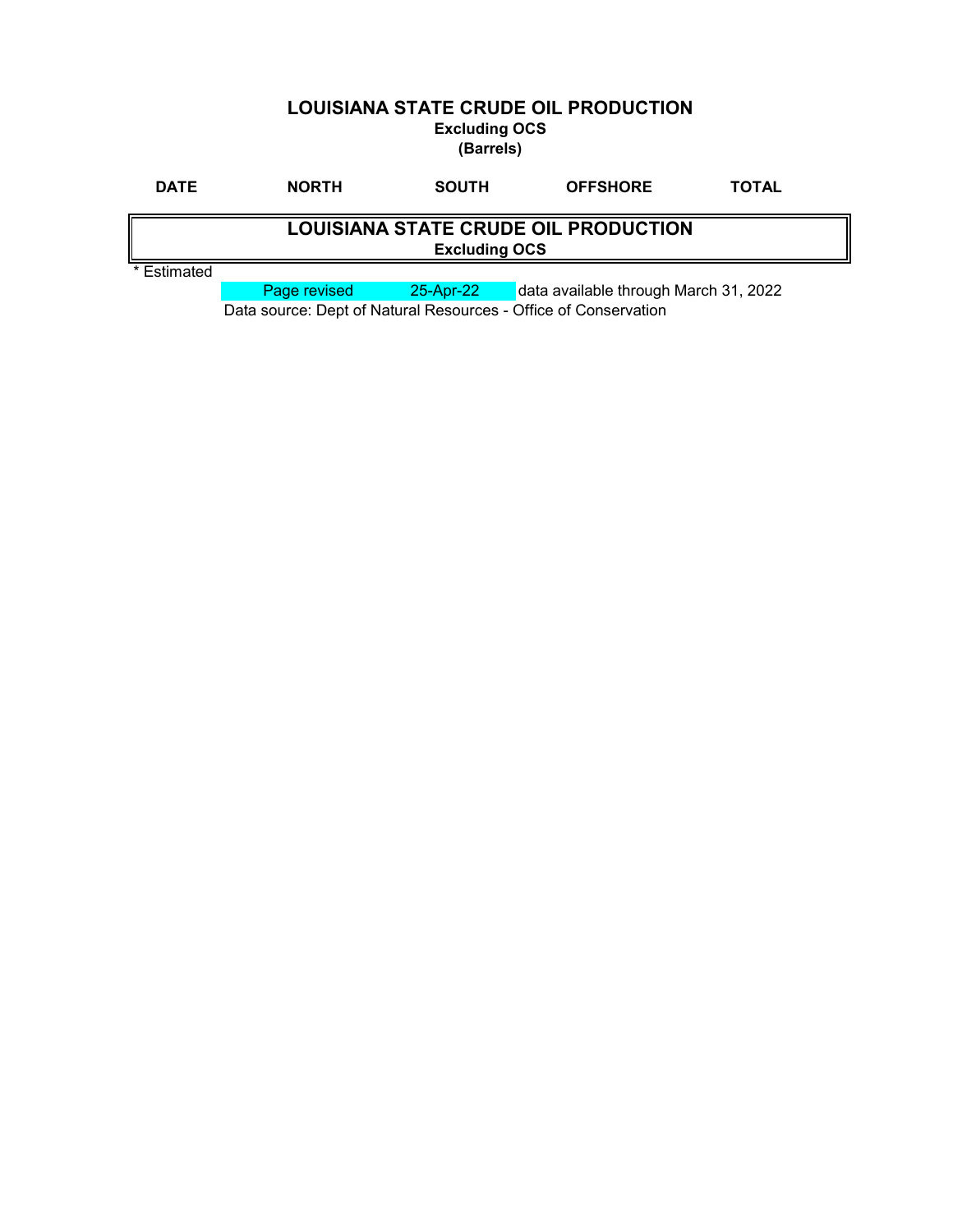# LOUISIANA STATE CRUDE OIL PRODUCTION

**Excluding OCS**

**(Barrels)**

| DATE | NORTH | SOUTH | OFFSHORE | TOTAL |
|---|---|---|---|---|

## LOUISIANA STATE CRUDE OIL PRODUCTION

**Excluding OCS**

\* Estimated

Page revised 25-Apr-22 data available through March 31, 2022

Data source: Dept of Natural Resources - Office of Conservation